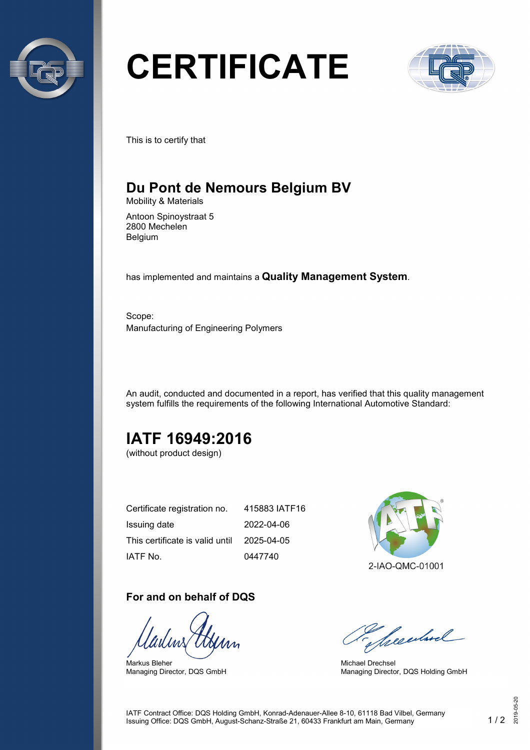# CERTIFICATE

This is to certify that

## Du Pont de Nemours Belgium BV

Mobility & Materials

Antoon Spinoystraat 5
2800 Mechelen
Belgium

has implemented and maintains a **Quality Management System**.

Scope:
Manufacturing of Engineering Polymers

An audit, conducted and documented in a report, has verified that this quality management system fulfills the requirements of the following International Automotive Standard:

## IATF 16949:2016

(without product design)

| | |
|---|---|
| Certificate registration no. | 415883 IATF16 |
| Issuing date | 2022-04-06 |
| This certificate is valid until | 2025-04-05 |
| IATF No. | 0447740 |

2-IAO-QMC-01001

### For and on behalf of DQS

Markus Bleher
Managing Director, DQS GmbH

Michael Drechsel
Managing Director, DQS Holding GmbH

IATF Contract Office: DQS Holding GmbH, Konrad-Adenauer-Allee 8-10, 61118 Bad Vilbel, Germany
Issuing Office: DQS GmbH, August-Schanz-Straße 21, 60433 Frankfurt am Main, Germany

2019-05-20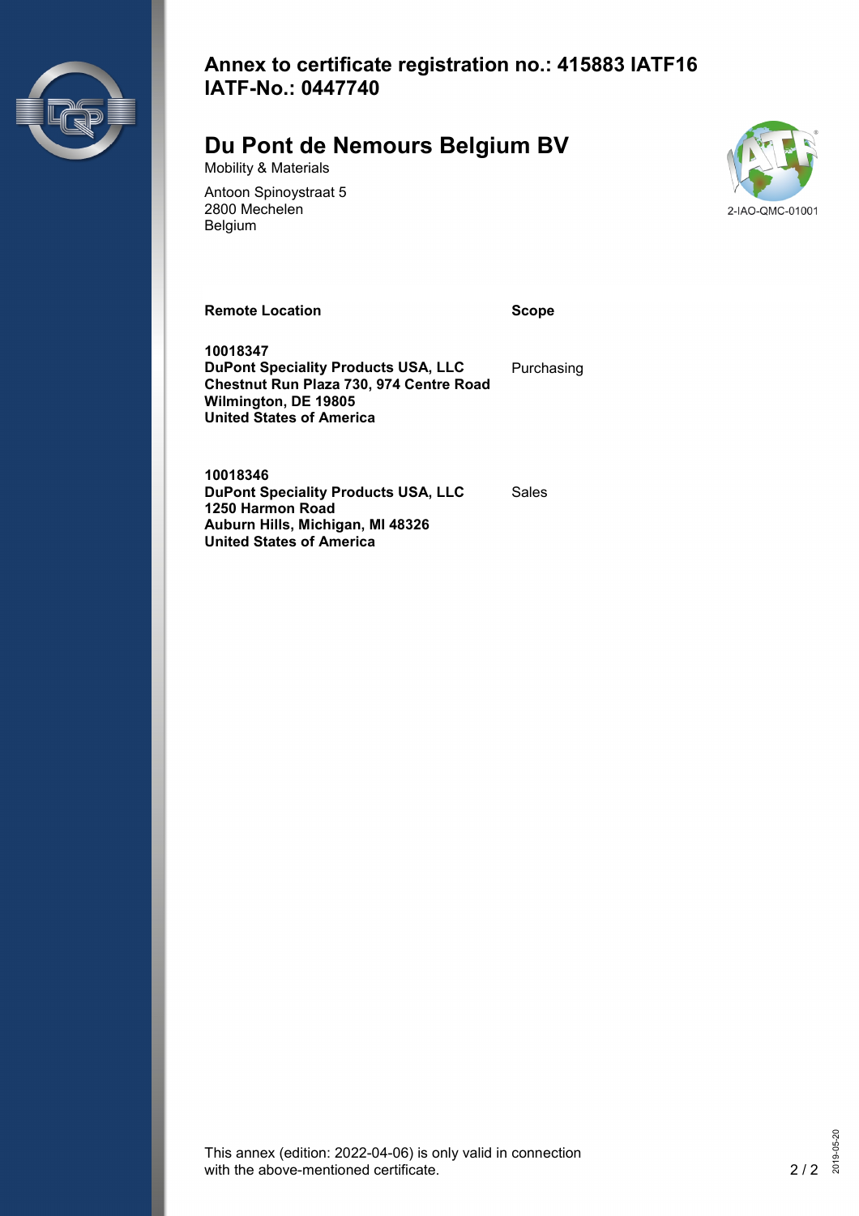# Annex to certificate registration no.: 415883 IATF16
# IATF-No.: 0447740

## Du Pont de Nemours Belgium BV

Mobility & Materials

Antoon Spinoystraat 5
2800 Mechelen
Belgium

2-IAO-QMC-01001

| Remote Location | Scope |
| --- | --- |
| **10018347**<br>**DuPont Speciality Products USA, LLC**<br>**Chestnut Run Plaza 730, 974 Centre Road**<br>**Wilmington, DE 19805**<br>**United States of America** | Purchasing |
| **10018346**<br>**DuPont Speciality Products USA, LLC**<br>**1250 Harmon Road**<br>**Auburn Hills, Michigan, MI 48326**<br>**United States of America** | Sales |

This annex (edition: 2022-04-06) is only valid in connection with the above-mentioned certificate.

2019-05-20